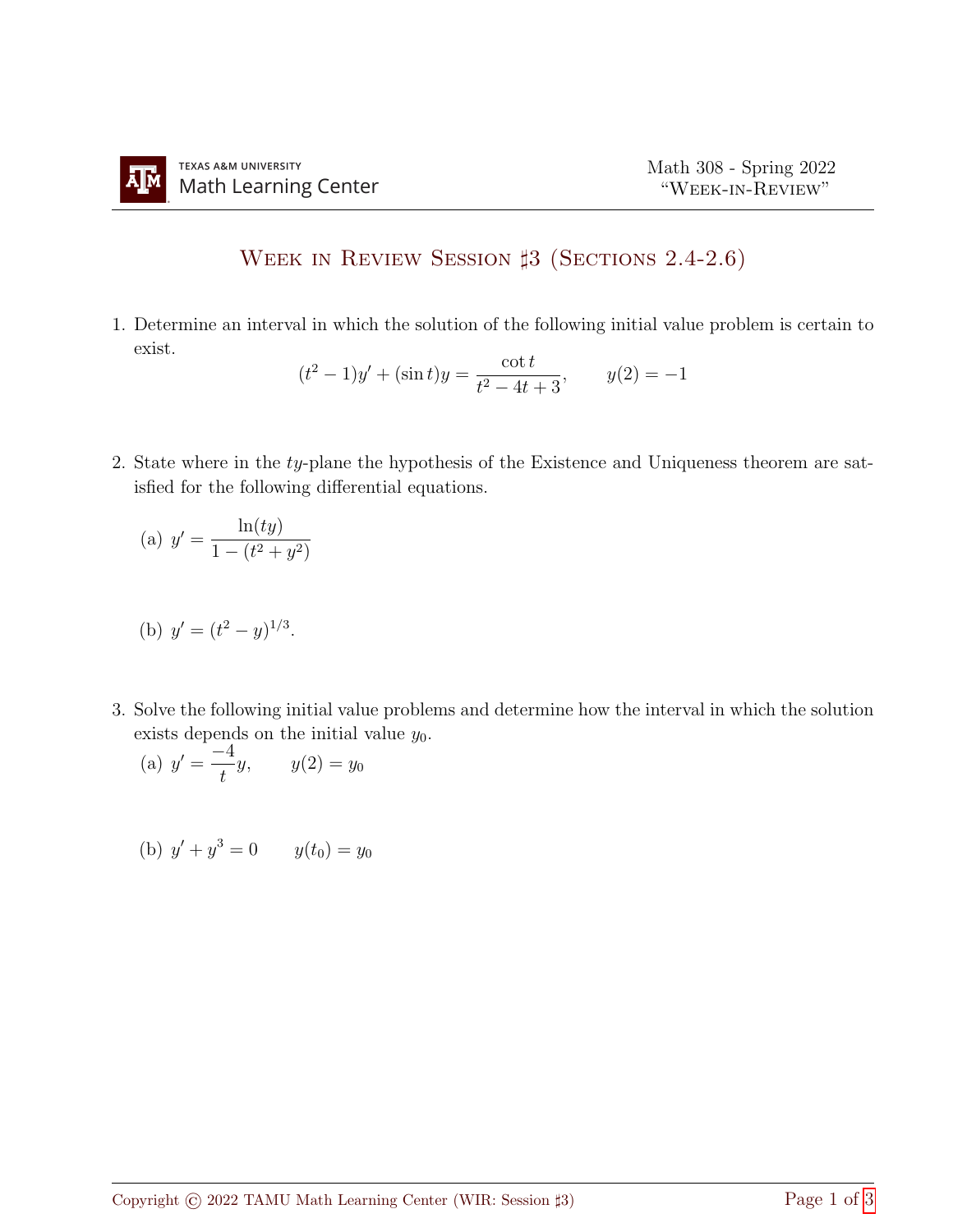Math 308 - Spring 2022
"Week-in-Review"

# Week in Review Session ♯3 (Sections 2.4-2.6)

1. Determine an interval in which the solution of the following initial value problem is certain to exist.
$$(t^2 - 1)y' + (\sin t)y = \frac{\cot t}{t^2 - 4t + 3}, \qquad y(2) = -1$$

2. State where in the $ty$-plane the hypothesis of the Existence and Uniqueness theorem are satisfied for the following differential equations.

   (a) $y' = \dfrac{\ln(ty)}{1 - (t^2 + y^2)}$

   (b) $y' = (t^2 - y)^{1/3}$.

3. Solve the following initial value problems and determine how the interval in which the solution exists depends on the initial value $y_0$.

   (a) $y' = \dfrac{-4}{t}y, \qquad y(2) = y_0$

   (b) $y' + y^3 = 0 \qquad y(t_0) = y_0$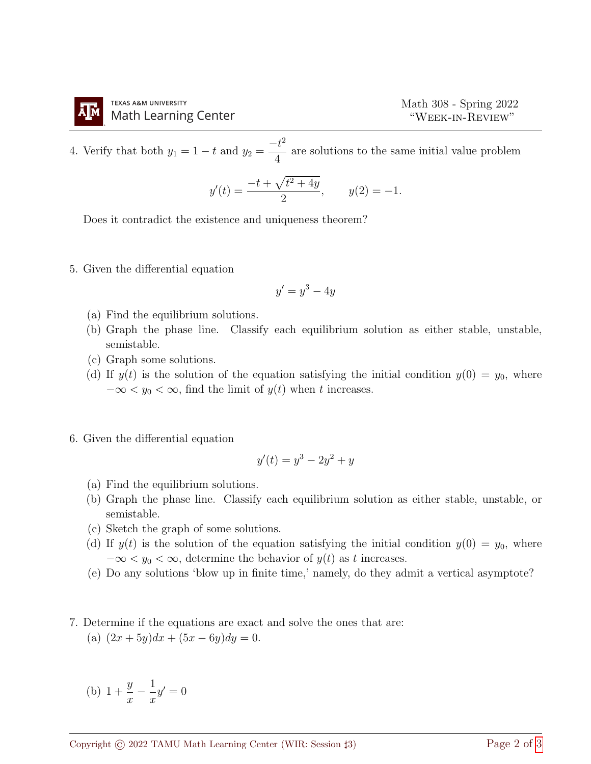4. Verify that both $y_1 = 1 - t$ and $y_2 = \dfrac{-t^2}{4}$ are solutions to the same initial value problem

$$y'(t) = \frac{-t + \sqrt{t^2 + 4y}}{2}, \qquad y(2) = -1.$$

Does it contradict the existence and uniqueness theorem?

5. Given the differential equation

$$y' = y^3 - 4y$$

   (a) Find the equilibrium solutions.

   (b) Graph the phase line. Classify each equilibrium solution as either stable, unstable, semistable.

   (c) Graph some solutions.

   (d) If $y(t)$ is the solution of the equation satisfying the initial condition $y(0) = y_0$, where $-\infty < y_0 < \infty$, find the limit of $y(t)$ when $t$ increases.

6. Given the differential equation

$$y'(t) = y^3 - 2y^2 + y$$

   (a) Find the equilibrium solutions.

   (b) Graph the phase line. Classify each equilibrium solution as either stable, unstable, or semistable.

   (c) Sketch the graph of some solutions.

   (d) If $y(t)$ is the solution of the equation satisfying the initial condition $y(0) = y_0$, where $-\infty < y_0 < \infty$, determine the behavior of $y(t)$ as $t$ increases.

   (e) Do any solutions 'blow up in finite time,' namely, do they admit a vertical asymptote?

7. Determine if the equations are exact and solve the ones that are:

   (a) $(2x + 5y)dx + (5x - 6y)dy = 0.$

   (b) $1 + \dfrac{y}{x} - \dfrac{1}{x}y' = 0$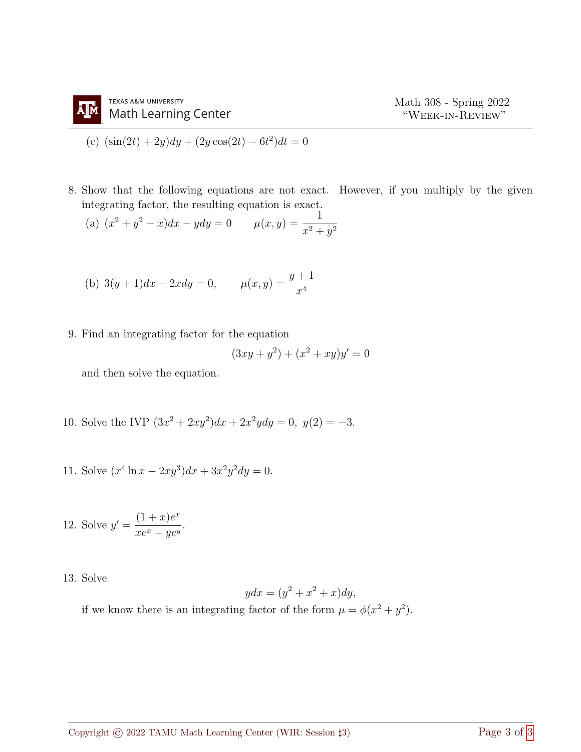(c) $(\sin(2t) + 2y)dy + (2y\cos(2t) - 6t^2)dt = 0$

8. Show that the following equations are not exact. However, if you multiply by the given integrating factor, the resulting equation is exact.

   (a) $(x^2 + y^2 - x)dx - ydy = 0 \qquad \mu(x, y) = \dfrac{1}{x^2 + y^2}$

   (b) $3(y + 1)dx - 2xdy = 0, \qquad \mu(x, y) = \dfrac{y + 1}{x^4}$

9. Find an integrating factor for the equation

$$(3xy + y^2) + (x^2 + xy)y' = 0$$

   and then solve the equation.

10. Solve the IVP $(3x^2 + 2xy^2)dx + 2x^2ydy = 0$, $y(2) = -3$.

11. Solve $(x^4 \ln x - 2xy^3)dx + 3x^2y^2dy = 0$.

12. Solve $y' = \dfrac{(1 + x)e^x}{xe^x - ye^y}$.

13. Solve

$$ydx = (y^2 + x^2 + x)dy,$$

   if we know there is an integrating factor of the form $\mu = \phi(x^2 + y^2)$.